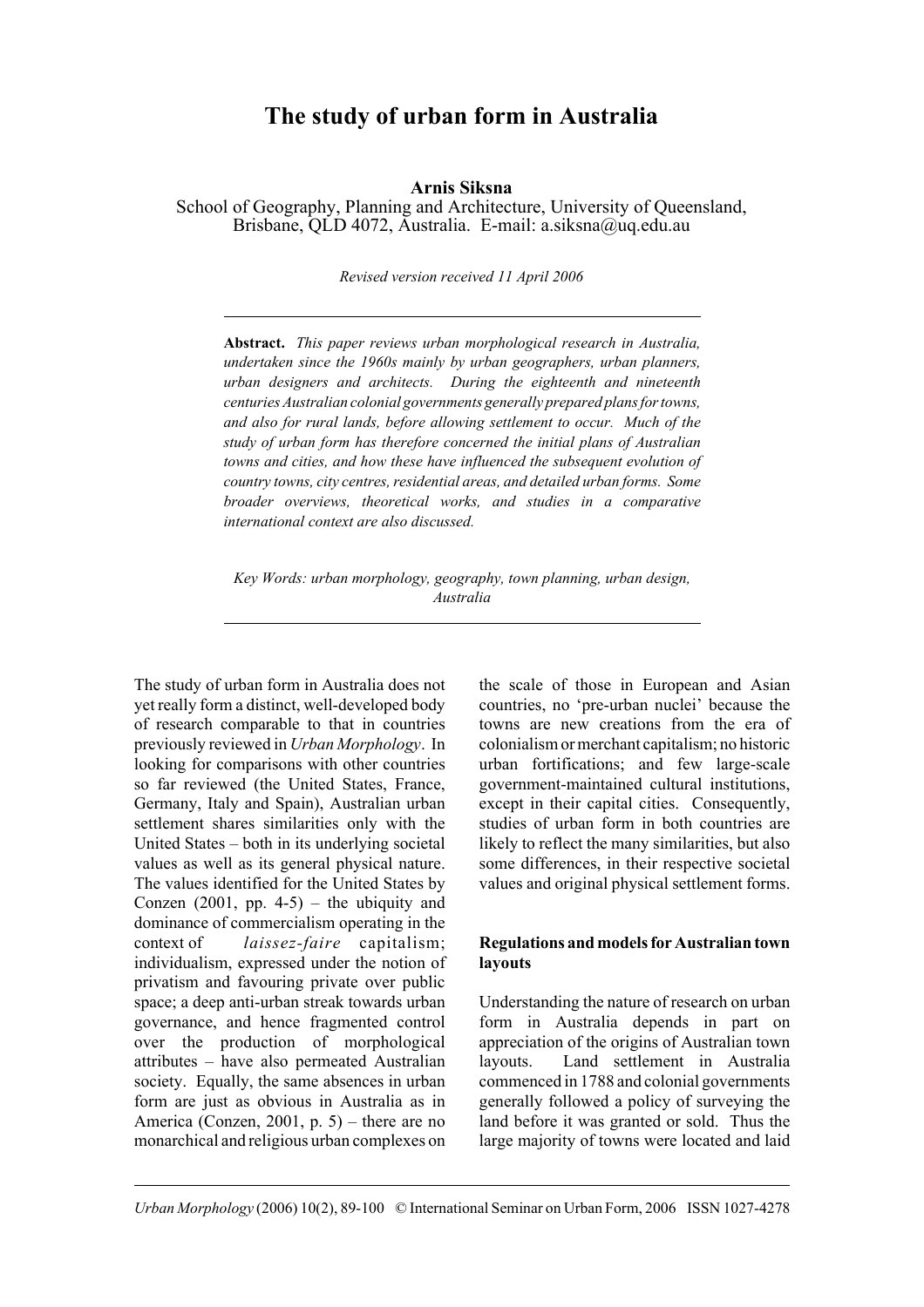# The study of urban form in Australia

**Arnis Siksna**

School of Geography, Planning and Architecture, University of Queensland, Brisbane, QLD 4072, Australia. E-mail: a.siksna@uq.edu.au

*Revised version received 11 April 2006*

**Abstract.** *This paper reviews urban morphological research in Australia, undertaken since the 1960s mainly by urban geographers, urban planners, urban designers and architects. During the eighteenth and nineteenth centuries Australian colonial governments generally prepared plans for towns, and also for rural lands, before allowing settlement to occur. Much of the study of urban form has therefore concerned the initial plans of Australian towns and cities, and how these have influenced the subsequent evolution of country towns, city centres, residential areas, and detailed urban forms. Some broader overviews, theoretical works, and studies in a comparative international context are also discussed.*

*Key Words: urban morphology, geography, town planning, urban design, Australia*

The study of urban form in Australia does not yet really form a distinct, well-developed body of research comparable to that in countries previously reviewed in *Urban Morphology*. In looking for comparisons with other countries so far reviewed (the United States, France, Germany, Italy and Spain), Australian urban settlement shares similarities only with the United States – both in its underlying societal values as well as its general physical nature. The values identified for the United States by Conzen (2001, pp. 4-5) – the ubiquity and dominance of commercialism operating in the context of *laissez-faire* capitalism; individualism, expressed under the notion of privatism and favouring private over public space; a deep anti-urban streak towards urban governance, and hence fragmented control over the production of morphological attributes – have also permeated Australian society. Equally, the same absences in urban form are just as obvious in Australia as in America (Conzen, 2001, p. 5) – there are no monarchical and religious urban complexes on the scale of those in European and Asian countries, no 'pre-urban nuclei' because the towns are new creations from the era of colonialism or merchant capitalism; no historic urban fortifications; and few large-scale government-maintained cultural institutions, except in their capital cities. Consequently, studies of urban form in both countries are likely to reflect the many similarities, but also some differences, in their respective societal values and original physical settlement forms.

## Regulations and models for Australian town layouts

Understanding the nature of research on urban form in Australia depends in part on appreciation of the origins of Australian town layouts. Land settlement in Australia commenced in 1788 and colonial governments generally followed a policy of surveying the land before it was granted or sold. Thus the large majority of towns were located and laid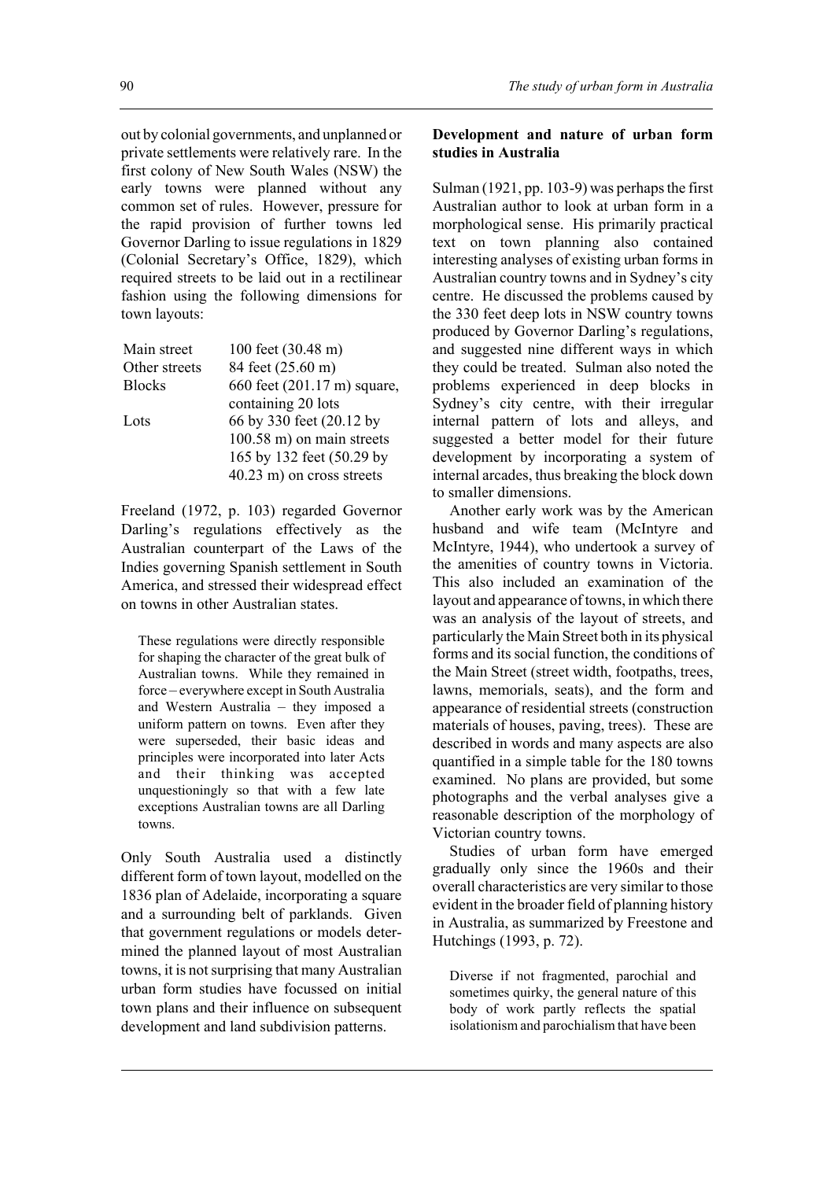out by colonial governments, and unplanned or private settlements were relatively rare. In the first colony of New South Wales (NSW) the early towns were planned without any common set of rules. However, pressure for the rapid provision of further towns led Governor Darling to issue regulations in 1829 (Colonial Secretary's Office, 1829), which required streets to be laid out in a rectilinear fashion using the following dimensions for town layouts:

| | |
|---|---|
| Main street | 100 feet (30.48 m) |
| Other streets | 84 feet (25.60 m) |
| Blocks | 660 feet (201.17 m) square, containing 20 lots |
| Lots | 66 by 330 feet (20.12 by 100.58 m) on main streets<br>165 by 132 feet (50.29 by 40.23 m) on cross streets |

Freeland (1972, p. 103) regarded Governor Darling's regulations effectively as the Australian counterpart of the Laws of the Indies governing Spanish settlement in South America, and stressed their widespread effect on towns in other Australian states.

> These regulations were directly responsible for shaping the character of the great bulk of Australian towns. While they remained in force – everywhere except in South Australia and Western Australia – they imposed a uniform pattern on towns. Even after they were superseded, their basic ideas and principles were incorporated into later Acts and their thinking was accepted unquestioningly so that with a few late exceptions Australian towns are all Darling towns.

Only South Australia used a distinctly different form of town layout, modelled on the 1836 plan of Adelaide, incorporating a square and a surrounding belt of parklands. Given that government regulations or models determined the planned layout of most Australian towns, it is not surprising that many Australian urban form studies have focussed on initial town plans and their influence on subsequent development and land subdivision patterns.

## Development and nature of urban form studies in Australia

Sulman (1921, pp. 103-9) was perhaps the first Australian author to look at urban form in a morphological sense. His primarily practical text on town planning also contained interesting analyses of existing urban forms in Australian country towns and in Sydney's city centre. He discussed the problems caused by the 330 feet deep lots in NSW country towns produced by Governor Darling's regulations, and suggested nine different ways in which they could be treated. Sulman also noted the problems experienced in deep blocks in Sydney's city centre, with their irregular internal pattern of lots and alleys, and suggested a better model for their future development by incorporating a system of internal arcades, thus breaking the block down to smaller dimensions.

Another early work was by the American husband and wife team (McIntyre and McIntyre, 1944), who undertook a survey of the amenities of country towns in Victoria. This also included an examination of the layout and appearance of towns, in which there was an analysis of the layout of streets, and particularly the Main Street both in its physical forms and its social function, the conditions of the Main Street (street width, footpaths, trees, lawns, memorials, seats), and the form and appearance of residential streets (construction materials of houses, paving, trees). These are described in words and many aspects are also quantified in a simple table for the 180 towns examined. No plans are provided, but some photographs and the verbal analyses give a reasonable description of the morphology of Victorian country towns.

Studies of urban form have emerged gradually only since the 1960s and their overall characteristics are very similar to those evident in the broader field of planning history in Australia, as summarized by Freestone and Hutchings (1993, p. 72).

> Diverse if not fragmented, parochial and sometimes quirky, the general nature of this body of work partly reflects the spatial isolationism and parochialism that have been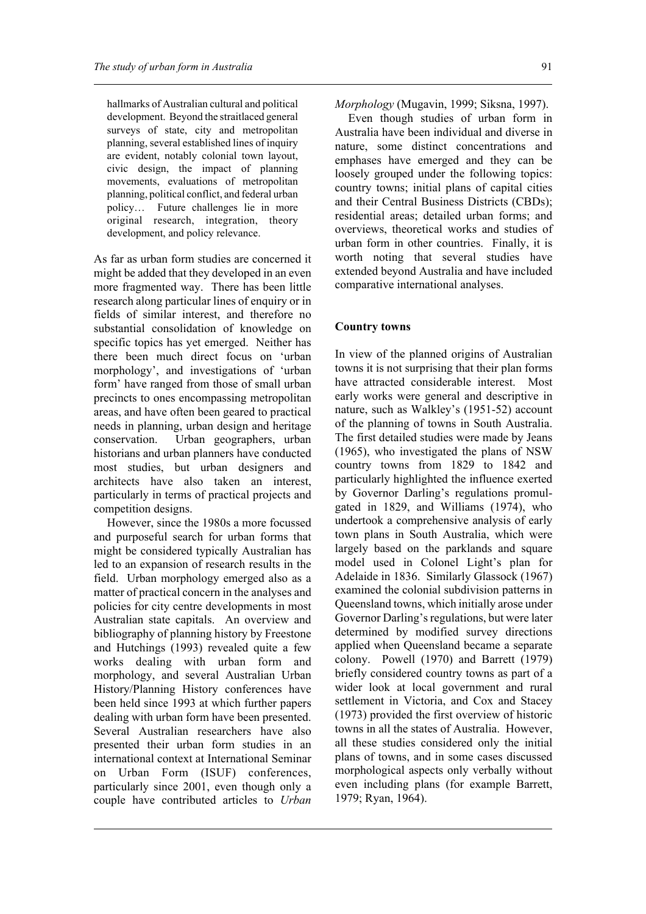> hallmarks of Australian cultural and political development. Beyond the straitlaced general surveys of state, city and metropolitan planning, several established lines of inquiry are evident, notably colonial town layout, civic design, the impact of planning movements, evaluations of metropolitan planning, political conflict, and federal urban policy… Future challenges lie in more original research, integration, theory development, and policy relevance.

As far as urban form studies are concerned it might be added that they developed in an even more fragmented way. There has been little research along particular lines of enquiry or in fields of similar interest, and therefore no substantial consolidation of knowledge on specific topics has yet emerged. Neither has there been much direct focus on 'urban morphology', and investigations of 'urban form' have ranged from those of small urban precincts to ones encompassing metropolitan areas, and have often been geared to practical needs in planning, urban design and heritage conservation. Urban geographers, urban historians and urban planners have conducted most studies, but urban designers and architects have also taken an interest, particularly in terms of practical projects and competition designs.

However, since the 1980s a more focussed and purposeful search for urban forms that might be considered typically Australian has led to an expansion of research results in the field. Urban morphology emerged also as a matter of practical concern in the analyses and policies for city centre developments in most Australian state capitals. An overview and bibliography of planning history by Freestone and Hutchings (1993) revealed quite a few works dealing with urban form and morphology, and several Australian Urban History/Planning History conferences have been held since 1993 at which further papers dealing with urban form have been presented. Several Australian researchers have also presented their urban form studies in an international context at International Seminar on Urban Form (ISUF) conferences, particularly since 2001, even though only a couple have contributed articles to *Urban Morphology* (Mugavin, 1999; Siksna, 1997).

Even though studies of urban form in Australia have been individual and diverse in nature, some distinct concentrations and emphases have emerged and they can be loosely grouped under the following topics: country towns; initial plans of capital cities and their Central Business Districts (CBDs); residential areas; detailed urban forms; and overviews, theoretical works and studies of urban form in other countries. Finally, it is worth noting that several studies have extended beyond Australia and have included comparative international analyses.

## Country towns

In view of the planned origins of Australian towns it is not surprising that their plan forms have attracted considerable interest. Most early works were general and descriptive in nature, such as Walkley's (1951-52) account of the planning of towns in South Australia. The first detailed studies were made by Jeans (1965), who investigated the plans of NSW country towns from 1829 to 1842 and particularly highlighted the influence exerted by Governor Darling's regulations promulgated in 1829, and Williams (1974), who undertook a comprehensive analysis of early town plans in South Australia, which were largely based on the parklands and square model used in Colonel Light's plan for Adelaide in 1836. Similarly Glassock (1967) examined the colonial subdivision patterns in Queensland towns, which initially arose under Governor Darling's regulations, but were later determined by modified survey directions applied when Queensland became a separate colony. Powell (1970) and Barrett (1979) briefly considered country towns as part of a wider look at local government and rural settlement in Victoria, and Cox and Stacey (1973) provided the first overview of historic towns in all the states of Australia. However, all these studies considered only the initial plans of towns, and in some cases discussed morphological aspects only verbally without even including plans (for example Barrett, 1979; Ryan, 1964).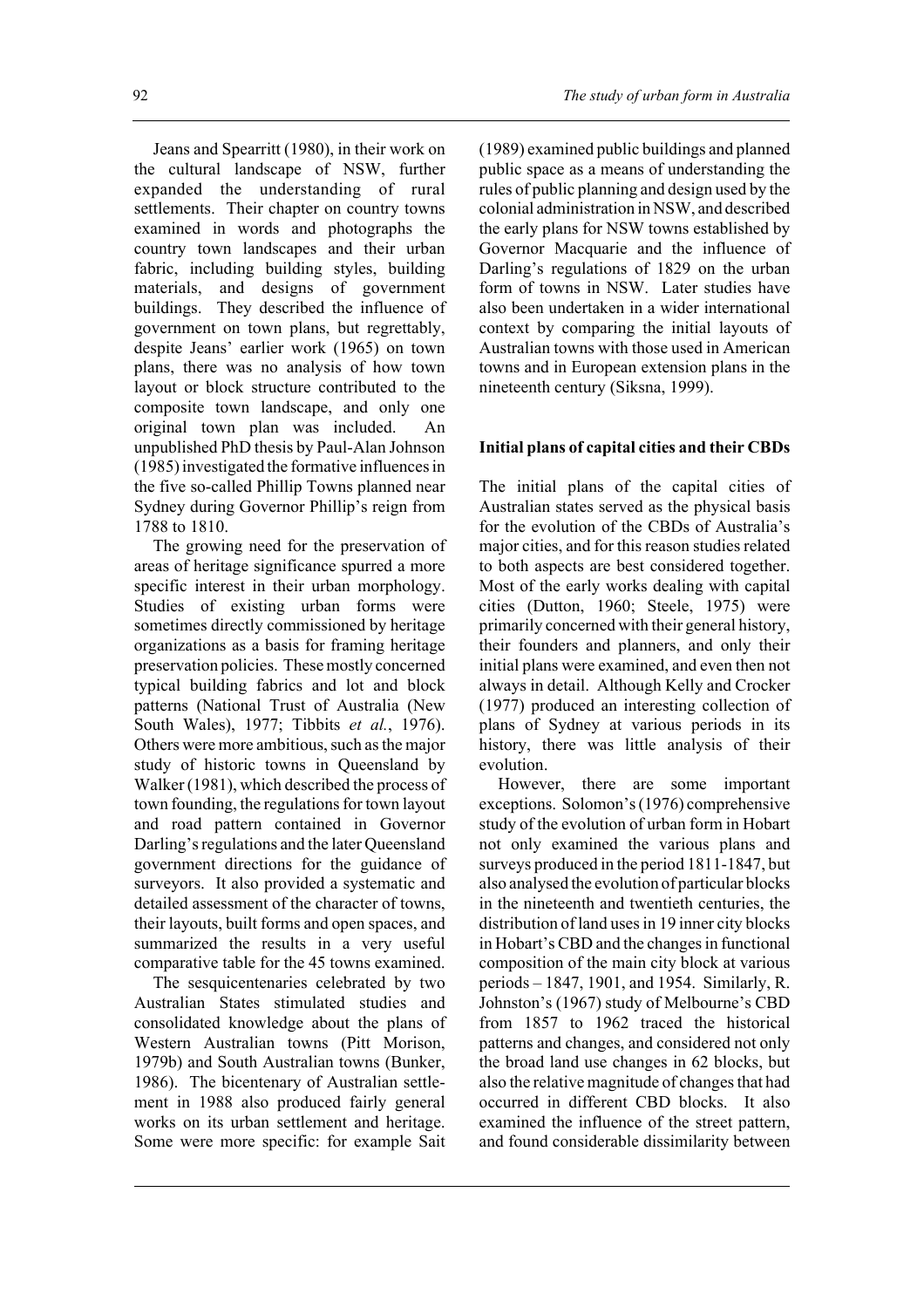Jeans and Spearritt (1980), in their work on the cultural landscape of NSW, further expanded the understanding of rural settlements. Their chapter on country towns examined in words and photographs the country town landscapes and their urban fabric, including building styles, building materials, and designs of government buildings. They described the influence of government on town plans, but regrettably, despite Jeans' earlier work (1965) on town plans, there was no analysis of how town layout or block structure contributed to the composite town landscape, and only one original town plan was included. An unpublished PhD thesis by Paul-Alan Johnson (1985) investigated the formative influences in the five so-called Phillip Towns planned near Sydney during Governor Phillip's reign from 1788 to 1810.

The growing need for the preservation of areas of heritage significance spurred a more specific interest in their urban morphology. Studies of existing urban forms were sometimes directly commissioned by heritage organizations as a basis for framing heritage preservation policies. These mostly concerned typical building fabrics and lot and block patterns (National Trust of Australia (New South Wales), 1977; Tibbits *et al.*, 1976). Others were more ambitious, such as the major study of historic towns in Queensland by Walker (1981), which described the process of town founding, the regulations for town layout and road pattern contained in Governor Darling's regulations and the later Queensland government directions for the guidance of surveyors. It also provided a systematic and detailed assessment of the character of towns, their layouts, built forms and open spaces, and summarized the results in a very useful comparative table for the 45 towns examined.

The sesquicentenaries celebrated by two Australian States stimulated studies and consolidated knowledge about the plans of Western Australian towns (Pitt Morison, 1979b) and South Australian towns (Bunker, 1986). The bicentenary of Australian settlement in 1988 also produced fairly general works on its urban settlement and heritage. Some were more specific: for example Sait (1989) examined public buildings and planned public space as a means of understanding the rules of public planning and design used by the colonial administration in NSW, and described the early plans for NSW towns established by Governor Macquarie and the influence of Darling's regulations of 1829 on the urban form of towns in NSW. Later studies have also been undertaken in a wider international context by comparing the initial layouts of Australian towns with those used in American towns and in European extension plans in the nineteenth century (Siksna, 1999).

## Initial plans of capital cities and their CBDs

The initial plans of the capital cities of Australian states served as the physical basis for the evolution of the CBDs of Australia's major cities, and for this reason studies related to both aspects are best considered together. Most of the early works dealing with capital cities (Dutton, 1960; Steele, 1975) were primarily concerned with their general history, their founders and planners, and only their initial plans were examined, and even then not always in detail. Although Kelly and Crocker (1977) produced an interesting collection of plans of Sydney at various periods in its history, there was little analysis of their evolution.

However, there are some important exceptions. Solomon's (1976) comprehensive study of the evolution of urban form in Hobart not only examined the various plans and surveys produced in the period 1811-1847, but also analysed the evolution of particular blocks in the nineteenth and twentieth centuries, the distribution of land uses in 19 inner city blocks in Hobart's CBD and the changes in functional composition of the main city block at various periods – 1847, 1901, and 1954. Similarly, R. Johnston's (1967) study of Melbourne's CBD from 1857 to 1962 traced the historical patterns and changes, and considered not only the broad land use changes in 62 blocks, but also the relative magnitude of changes that had occurred in different CBD blocks. It also examined the influence of the street pattern, and found considerable dissimilarity between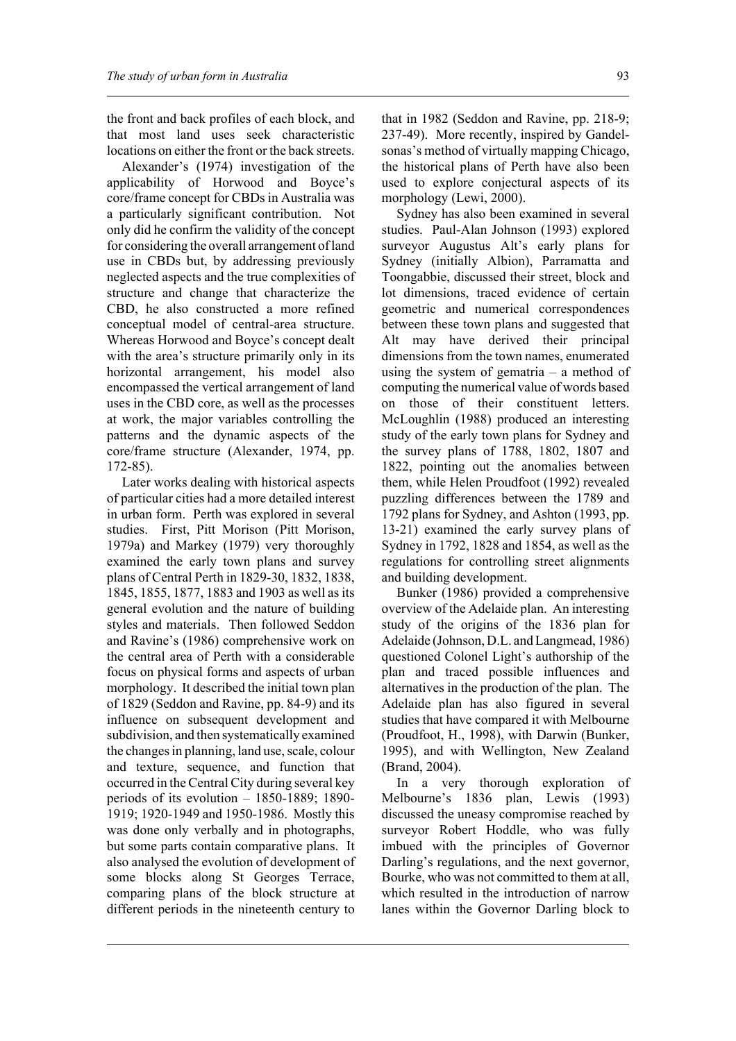the front and back profiles of each block, and that most land uses seek characteristic locations on either the front or the back streets.

Alexander's (1974) investigation of the applicability of Horwood and Boyce's core/frame concept for CBDs in Australia was a particularly significant contribution. Not only did he confirm the validity of the concept for considering the overall arrangement of land use in CBDs but, by addressing previously neglected aspects and the true complexities of structure and change that characterize the CBD, he also constructed a more refined conceptual model of central-area structure. Whereas Horwood and Boyce's concept dealt with the area's structure primarily only in its horizontal arrangement, his model also encompassed the vertical arrangement of land uses in the CBD core, as well as the processes at work, the major variables controlling the patterns and the dynamic aspects of the core/frame structure (Alexander, 1974, pp. 172-85).

Later works dealing with historical aspects of particular cities had a more detailed interest in urban form. Perth was explored in several studies. First, Pitt Morison (Pitt Morison, 1979a) and Markey (1979) very thoroughly examined the early town plans and survey plans of Central Perth in 1829-30, 1832, 1838, 1845, 1855, 1877, 1883 and 1903 as well as its general evolution and the nature of building styles and materials. Then followed Seddon and Ravine's (1986) comprehensive work on the central area of Perth with a considerable focus on physical forms and aspects of urban morphology. It described the initial town plan of 1829 (Seddon and Ravine, pp. 84-9) and its influence on subsequent development and subdivision, and then systematically examined the changes in planning, land use, scale, colour and texture, sequence, and function that occurred in the Central City during several key periods of its evolution – 1850-1889; 1890-1919; 1920-1949 and 1950-1986. Mostly this was done only verbally and in photographs, but some parts contain comparative plans. It also analysed the evolution of development of some blocks along St Georges Terrace, comparing plans of the block structure at different periods in the nineteenth century to that in 1982 (Seddon and Ravine, pp. 218-9; 237-49). More recently, inspired by Gandelsonas's method of virtually mapping Chicago, the historical plans of Perth have also been used to explore conjectural aspects of its morphology (Lewi, 2000).

Sydney has also been examined in several studies. Paul-Alan Johnson (1993) explored surveyor Augustus Alt's early plans for Sydney (initially Albion), Parramatta and Toongabbie, discussed their street, block and lot dimensions, traced evidence of certain geometric and numerical correspondences between these town plans and suggested that Alt may have derived their principal dimensions from the town names, enumerated using the system of gematria – a method of computing the numerical value of words based on those of their constituent letters. McLoughlin (1988) produced an interesting study of the early town plans for Sydney and the survey plans of 1788, 1802, 1807 and 1822, pointing out the anomalies between them, while Helen Proudfoot (1992) revealed puzzling differences between the 1789 and 1792 plans for Sydney, and Ashton (1993, pp. 13-21) examined the early survey plans of Sydney in 1792, 1828 and 1854, as well as the regulations for controlling street alignments and building development.

Bunker (1986) provided a comprehensive overview of the Adelaide plan. An interesting study of the origins of the 1836 plan for Adelaide (Johnson, D.L. and Langmead, 1986) questioned Colonel Light's authorship of the plan and traced possible influences and alternatives in the production of the plan. The Adelaide plan has also figured in several studies that have compared it with Melbourne (Proudfoot, H., 1998), with Darwin (Bunker, 1995), and with Wellington, New Zealand (Brand, 2004).

In a very thorough exploration of Melbourne's 1836 plan, Lewis (1993) discussed the uneasy compromise reached by surveyor Robert Hoddle, who was fully imbued with the principles of Governor Darling's regulations, and the next governor, Bourke, who was not committed to them at all, which resulted in the introduction of narrow lanes within the Governor Darling block to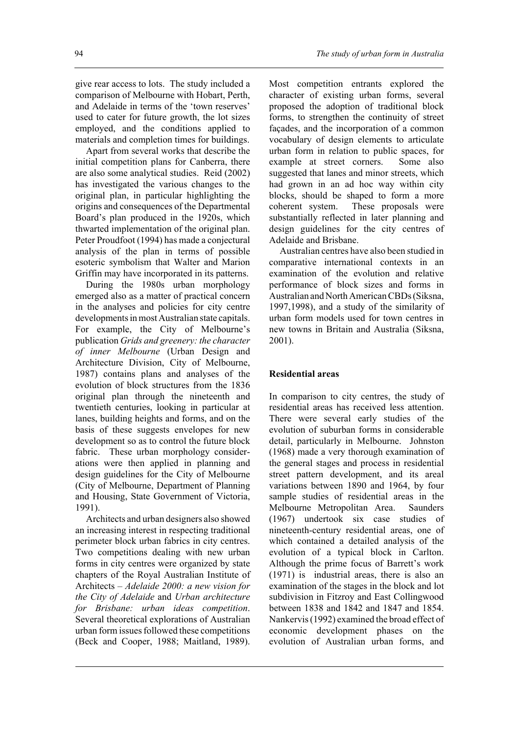give rear access to lots. The study included a comparison of Melbourne with Hobart, Perth, and Adelaide in terms of the 'town reserves' used to cater for future growth, the lot sizes employed, and the conditions applied to materials and completion times for buildings.

Apart from several works that describe the initial competition plans for Canberra, there are also some analytical studies. Reid (2002) has investigated the various changes to the original plan, in particular highlighting the origins and consequences of the Departmental Board's plan produced in the 1920s, which thwarted implementation of the original plan. Peter Proudfoot (1994) has made a conjectural analysis of the plan in terms of possible esoteric symbolism that Walter and Marion Griffin may have incorporated in its patterns.

During the 1980s urban morphology emerged also as a matter of practical concern in the analyses and policies for city centre developments in most Australian state capitals. For example, the City of Melbourne's publication *Grids and greenery: the character of inner Melbourne* (Urban Design and Architecture Division, City of Melbourne, 1987) contains plans and analyses of the evolution of block structures from the 1836 original plan through the nineteenth and twentieth centuries, looking in particular at lanes, building heights and forms, and on the basis of these suggests envelopes for new development so as to control the future block fabric. These urban morphology considerations were then applied in planning and design guidelines for the City of Melbourne (City of Melbourne, Department of Planning and Housing, State Government of Victoria, 1991).

Architects and urban designers also showed an increasing interest in respecting traditional perimeter block urban fabrics in city centres. Two competitions dealing with new urban forms in city centres were organized by state chapters of the Royal Australian Institute of Architects – *Adelaide 2000: a new vision for the City of Adelaide* and *Urban architecture for Brisbane: urban ideas competition*. Several theoretical explorations of Australian urban form issues followed these competitions (Beck and Cooper, 1988; Maitland, 1989). Most competition entrants explored the character of existing urban forms, several proposed the adoption of traditional block forms, to strengthen the continuity of street façades, and the incorporation of a common vocabulary of design elements to articulate urban form in relation to public spaces, for example at street corners. Some also suggested that lanes and minor streets, which had grown in an ad hoc way within city blocks, should be shaped to form a more coherent system. These proposals were substantially reflected in later planning and design guidelines for the city centres of Adelaide and Brisbane.

Australian centres have also been studied in comparative international contexts in an examination of the evolution and relative performance of block sizes and forms in Australian and North American CBDs (Siksna, 1997,1998), and a study of the similarity of urban form models used for town centres in new towns in Britain and Australia (Siksna, 2001).

### Residential areas

In comparison to city centres, the study of residential areas has received less attention. There were several early studies of the evolution of suburban forms in considerable detail, particularly in Melbourne. Johnston (1968) made a very thorough examination of the general stages and process in residential street pattern development, and its areal variations between 1890 and 1964, by four sample studies of residential areas in the Melbourne Metropolitan Area. Saunders (1967) undertook six case studies of nineteenth-century residential areas, one of which contained a detailed analysis of the evolution of a typical block in Carlton. Although the prime focus of Barrett's work (1971) is industrial areas, there is also an examination of the stages in the block and lot subdivision in Fitzroy and East Collingwood between 1838 and 1842 and 1847 and 1854. Nankervis (1992) examined the broad effect of economic development phases on the evolution of Australian urban forms, and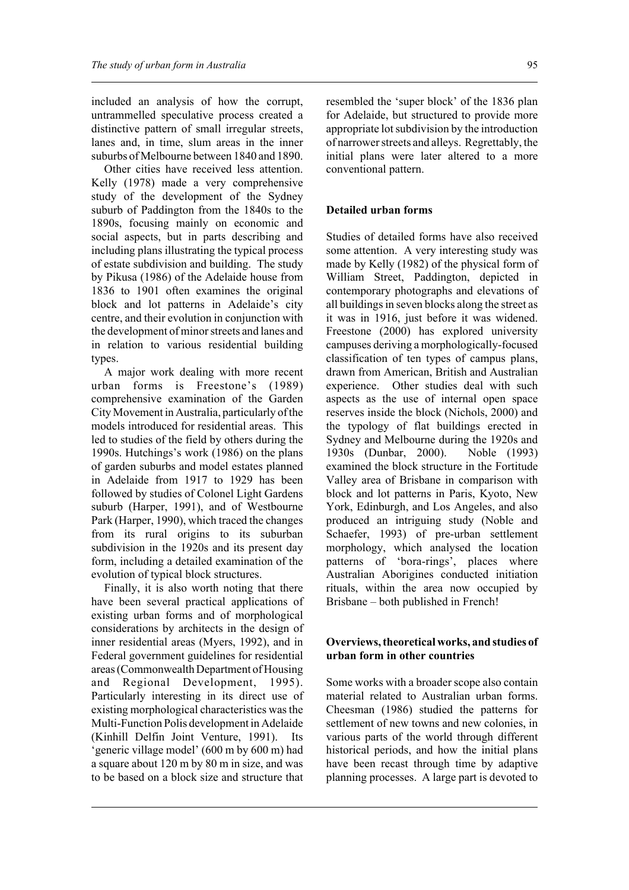included an analysis of how the corrupt, untrammelled speculative process created a distinctive pattern of small irregular streets, lanes and, in time, slum areas in the inner suburbs of Melbourne between 1840 and 1890.

Other cities have received less attention. Kelly (1978) made a very comprehensive study of the development of the Sydney suburb of Paddington from the 1840s to the 1890s, focusing mainly on economic and social aspects, but in parts describing and including plans illustrating the typical process of estate subdivision and building. The study by Pikusa (1986) of the Adelaide house from 1836 to 1901 often examines the original block and lot patterns in Adelaide's city centre, and their evolution in conjunction with the development of minor streets and lanes and in relation to various residential building types.

A major work dealing with more recent urban forms is Freestone's (1989) comprehensive examination of the Garden City Movement in Australia, particularly of the models introduced for residential areas. This led to studies of the field by others during the 1990s. Hutchings's work (1986) on the plans of garden suburbs and model estates planned in Adelaide from 1917 to 1929 has been followed by studies of Colonel Light Gardens suburb (Harper, 1991), and of Westbourne Park (Harper, 1990), which traced the changes from its rural origins to its suburban subdivision in the 1920s and its present day form, including a detailed examination of the evolution of typical block structures.

Finally, it is also worth noting that there have been several practical applications of existing urban forms and of morphological considerations by architects in the design of inner residential areas (Myers, 1992), and in Federal government guidelines for residential areas (Commonwealth Department of Housing and Regional Development, 1995). Particularly interesting in its direct use of existing morphological characteristics was the Multi-Function Polis development in Adelaide (Kinhill Delfin Joint Venture, 1991). Its 'generic village model' (600 m by 600 m) had a square about 120 m by 80 m in size, and was to be based on a block size and structure that resembled the 'super block' of the 1836 plan for Adelaide, but structured to provide more appropriate lot subdivision by the introduction of narrower streets and alleys. Regrettably, the initial plans were later altered to a more conventional pattern.

## Detailed urban forms

Studies of detailed forms have also received some attention. A very interesting study was made by Kelly (1982) of the physical form of William Street, Paddington, depicted in contemporary photographs and elevations of all buildings in seven blocks along the street as it was in 1916, just before it was widened. Freestone (2000) has explored university campuses deriving a morphologically-focused classification of ten types of campus plans, drawn from American, British and Australian experience. Other studies deal with such aspects as the use of internal open space reserves inside the block (Nichols, 2000) and the typology of flat buildings erected in Sydney and Melbourne during the 1920s and 1930s (Dunbar, 2000). Noble (1993) examined the block structure in the Fortitude Valley area of Brisbane in comparison with block and lot patterns in Paris, Kyoto, New York, Edinburgh, and Los Angeles, and also produced an intriguing study (Noble and Schaefer, 1993) of pre-urban settlement morphology, which analysed the location patterns of 'bora-rings', places where Australian Aborigines conducted initiation rituals, within the area now occupied by Brisbane – both published in French!

## Overviews, theoretical works, and studies of urban form in other countries

Some works with a broader scope also contain material related to Australian urban forms. Cheesman (1986) studied the patterns for settlement of new towns and new colonies, in various parts of the world through different historical periods, and how the initial plans have been recast through time by adaptive planning processes. A large part is devoted to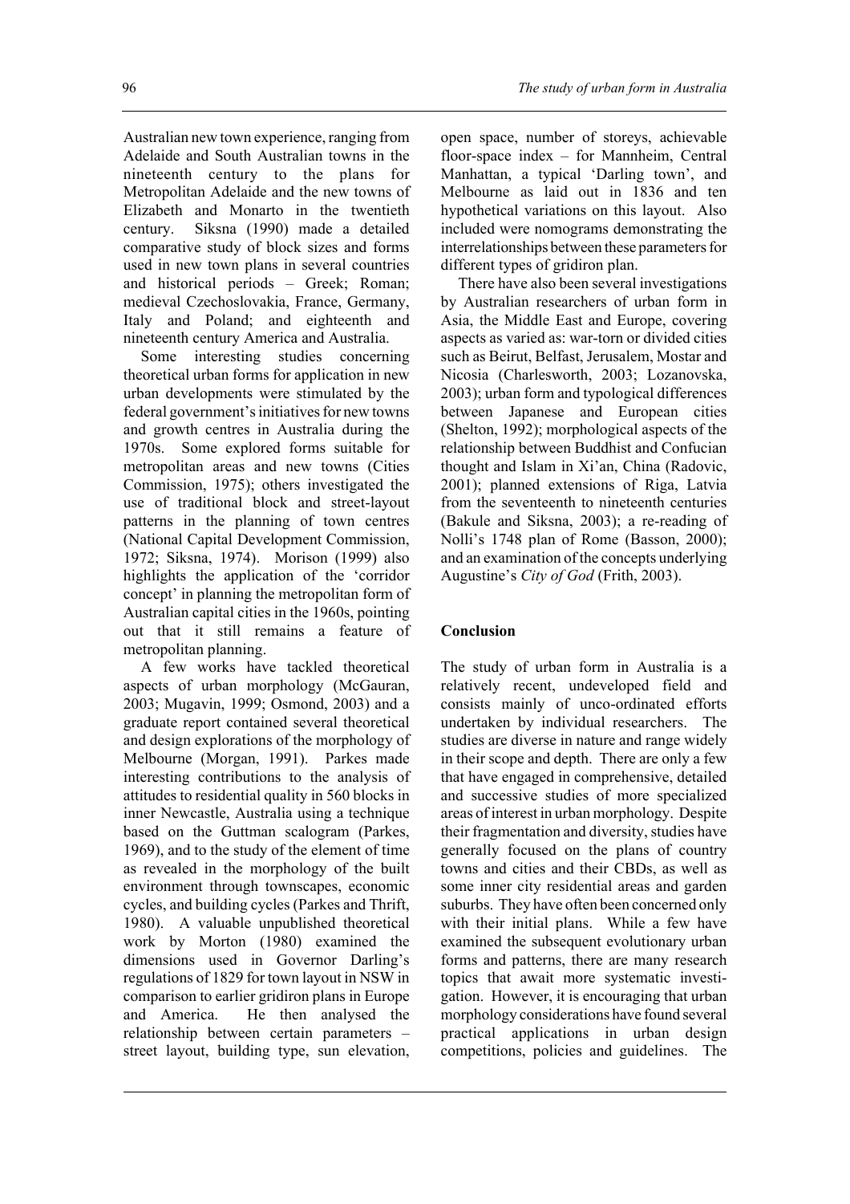Australian new town experience, ranging from Adelaide and South Australian towns in the nineteenth century to the plans for Metropolitan Adelaide and the new towns of Elizabeth and Monarto in the twentieth century. Siksna (1990) made a detailed comparative study of block sizes and forms used in new town plans in several countries and historical periods – Greek; Roman; medieval Czechoslovakia, France, Germany, Italy and Poland; and eighteenth and nineteenth century America and Australia.

Some interesting studies concerning theoretical urban forms for application in new urban developments were stimulated by the federal government's initiatives for new towns and growth centres in Australia during the 1970s. Some explored forms suitable for metropolitan areas and new towns (Cities Commission, 1975); others investigated the use of traditional block and street-layout patterns in the planning of town centres (National Capital Development Commission, 1972; Siksna, 1974). Morison (1999) also highlights the application of the 'corridor concept' in planning the metropolitan form of Australian capital cities in the 1960s, pointing out that it still remains a feature of metropolitan planning.

A few works have tackled theoretical aspects of urban morphology (McGauran, 2003; Mugavin, 1999; Osmond, 2003) and a graduate report contained several theoretical and design explorations of the morphology of Melbourne (Morgan, 1991). Parkes made interesting contributions to the analysis of attitudes to residential quality in 560 blocks in inner Newcastle, Australia using a technique based on the Guttman scalogram (Parkes, 1969), and to the study of the element of time as revealed in the morphology of the built environment through townscapes, economic cycles, and building cycles (Parkes and Thrift, 1980). A valuable unpublished theoretical work by Morton (1980) examined the dimensions used in Governor Darling's regulations of 1829 for town layout in NSW in comparison to earlier gridiron plans in Europe and America. He then analysed the relationship between certain parameters – street layout, building type, sun elevation, open space, number of storeys, achievable floor-space index – for Mannheim, Central Manhattan, a typical 'Darling town', and Melbourne as laid out in 1836 and ten hypothetical variations on this layout. Also included were nomograms demonstrating the interrelationships between these parameters for different types of gridiron plan.

There have also been several investigations by Australian researchers of urban form in Asia, the Middle East and Europe, covering aspects as varied as: war-torn or divided cities such as Beirut, Belfast, Jerusalem, Mostar and Nicosia (Charlesworth, 2003; Lozanovska, 2003); urban form and typological differences between Japanese and European cities (Shelton, 1992); morphological aspects of the relationship between Buddhist and Confucian thought and Islam in Xi'an, China (Radovic, 2001); planned extensions of Riga, Latvia from the seventeenth to nineteenth centuries (Bakule and Siksna, 2003); a re-reading of Nolli's 1748 plan of Rome (Basson, 2000); and an examination of the concepts underlying Augustine's *City of God* (Frith, 2003).

## Conclusion

The study of urban form in Australia is a relatively recent, undeveloped field and consists mainly of unco-ordinated efforts undertaken by individual researchers. The studies are diverse in nature and range widely in their scope and depth. There are only a few that have engaged in comprehensive, detailed and successive studies of more specialized areas of interest in urban morphology. Despite their fragmentation and diversity, studies have generally focused on the plans of country towns and cities and their CBDs, as well as some inner city residential areas and garden suburbs. They have often been concerned only with their initial plans. While a few have examined the subsequent evolutionary urban forms and patterns, there are many research topics that await more systematic investigation. However, it is encouraging that urban morphology considerations have found several practical applications in urban design competitions, policies and guidelines. The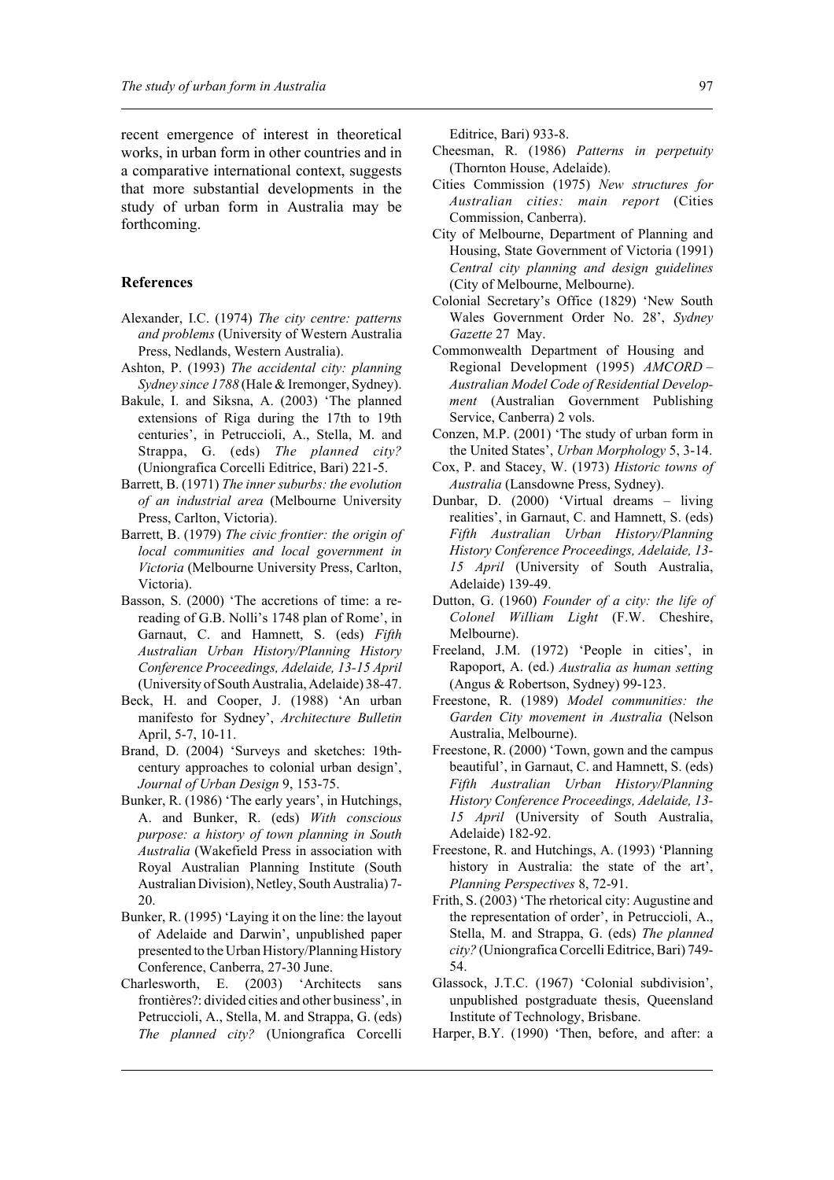recent emergence of interest in theoretical works, in urban form in other countries and in a comparative international context, suggests that more substantial developments in the study of urban form in Australia may be forthcoming.

## References

Alexander, I.C. (1974) *The city centre: patterns and problems* (University of Western Australia Press, Nedlands, Western Australia).

Ashton, P. (1993) *The accidental city: planning Sydney since 1788* (Hale & Iremonger, Sydney).

Bakule, I. and Siksna, A. (2003) 'The planned extensions of Riga during the 17th to 19th centuries', in Petruccioli, A., Stella, M. and Strappa, G. (eds) *The planned city?* (Uniongrafica Corcelli Editrice, Bari) 221-5.

Barrett, B. (1971) *The inner suburbs: the evolution of an industrial area* (Melbourne University Press, Carlton, Victoria).

Barrett, B. (1979) *The civic frontier: the origin of local communities and local government in Victoria* (Melbourne University Press, Carlton, Victoria).

Basson, S. (2000) 'The accretions of time: a re-reading of G.B. Nolli's 1748 plan of Rome', in Garnaut, C. and Hamnett, S. (eds) *Fifth Australian Urban History/Planning History Conference Proceedings, Adelaide, 13-15 April* (University of South Australia, Adelaide) 38-47.

Beck, H. and Cooper, J. (1988) 'An urban manifesto for Sydney', *Architecture Bulletin* April, 5-7, 10-11.

Brand, D. (2004) 'Surveys and sketches: 19th-century approaches to colonial urban design', *Journal of Urban Design* 9, 153-75.

Bunker, R. (1986) 'The early years', in Hutchings, A. and Bunker, R. (eds) *With conscious purpose: a history of town planning in South Australia* (Wakefield Press in association with Royal Australian Planning Institute (South Australian Division), Netley, South Australia) 7-20.

Bunker, R. (1995) 'Laying it on the line: the layout of Adelaide and Darwin', unpublished paper presented to the Urban History/Planning History Conference, Canberra, 27-30 June.

Charlesworth, E. (2003) 'Architects sans frontières?: divided cities and other business', in Petruccioli, A., Stella, M. and Strappa, G. (eds) *The planned city?* (Uniongrafica Corcelli Editrice, Bari) 933-8.

Cheesman, R. (1986) *Patterns in perpetuity* (Thornton House, Adelaide).

Cities Commission (1975) *New structures for Australian cities: main report* (Cities Commission, Canberra).

City of Melbourne, Department of Planning and Housing, State Government of Victoria (1991) *Central city planning and design guidelines* (City of Melbourne, Melbourne).

Colonial Secretary's Office (1829) 'New South Wales Government Order No. 28', *Sydney Gazette* 27 May.

Commonwealth Department of Housing and Regional Development (1995) *AMCORD – Australian Model Code of Residential Development* (Australian Government Publishing Service, Canberra) 2 vols.

Conzen, M.P. (2001) 'The study of urban form in the United States', *Urban Morphology* 5, 3-14.

Cox, P. and Stacey, W. (1973) *Historic towns of Australia* (Lansdowne Press, Sydney).

Dunbar, D. (2000) 'Virtual dreams – living realities', in Garnaut, C. and Hamnett, S. (eds) *Fifth Australian Urban History/Planning History Conference Proceedings, Adelaide, 13-15 April* (University of South Australia, Adelaide) 139-49.

Dutton, G. (1960) *Founder of a city: the life of Colonel William Light* (F.W. Cheshire, Melbourne).

Freeland, J.M. (1972) 'People in cities', in Rapoport, A. (ed.) *Australia as human setting* (Angus & Robertson, Sydney) 99-123.

Freestone, R. (1989) *Model communities: the Garden City movement in Australia* (Nelson Australia, Melbourne).

Freestone, R. (2000) 'Town, gown and the campus beautiful', in Garnaut, C. and Hamnett, S. (eds) *Fifth Australian Urban History/Planning History Conference Proceedings, Adelaide, 13-15 April* (University of South Australia, Adelaide) 182-92.

Freestone, R. and Hutchings, A. (1993) 'Planning history in Australia: the state of the art', *Planning Perspectives* 8, 72-91.

Frith, S. (2003) 'The rhetorical city: Augustine and the representation of order', in Petruccioli, A., Stella, M. and Strappa, G. (eds) *The planned city?* (Uniongrafica Corcelli Editrice, Bari) 749-54.

Glassock, J.T.C. (1967) 'Colonial subdivision', unpublished postgraduate thesis, Queensland Institute of Technology, Brisbane.

Harper, B.Y. (1990) 'Then, before, and after: a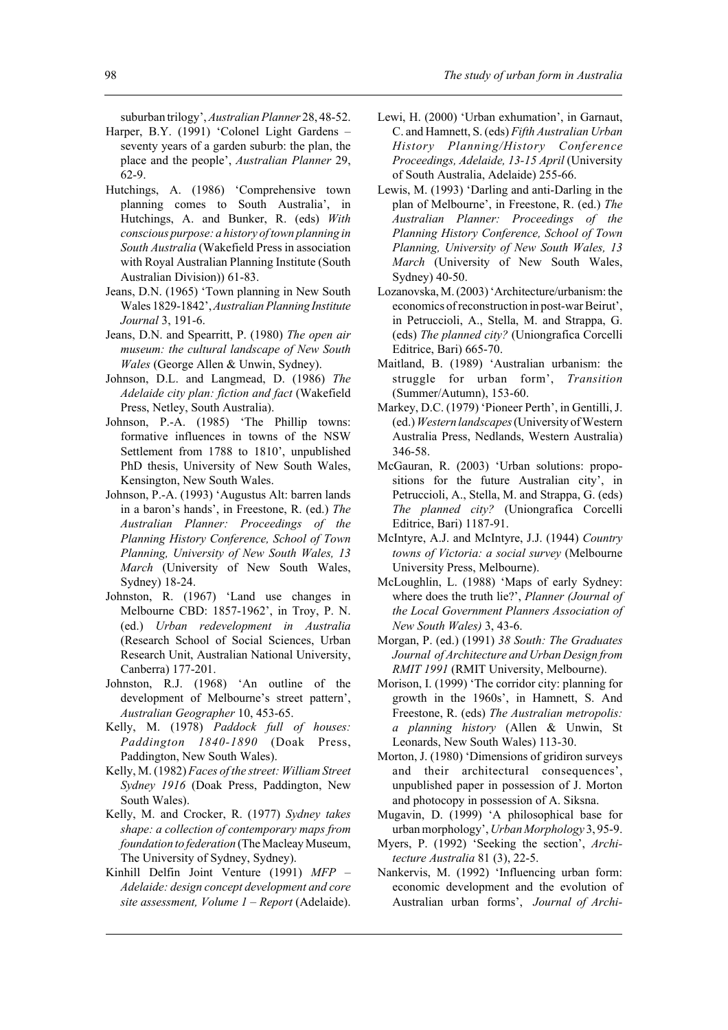suburban trilogy', *Australian Planner* 28, 48-52.

Harper, B.Y. (1991) 'Colonel Light Gardens – seventy years of a garden suburb: the plan, the place and the people', *Australian Planner* 29, 62-9.

Hutchings, A. (1986) 'Comprehensive town planning comes to South Australia', in Hutchings, A. and Bunker, R. (eds) *With conscious purpose: a history of town planning in South Australia* (Wakefield Press in association with Royal Australian Planning Institute (South Australian Division)) 61-83.

Jeans, D.N. (1965) 'Town planning in New South Wales 1829-1842', *Australian Planning Institute Journal* 3, 191-6.

Jeans, D.N. and Spearritt, P. (1980) *The open air museum: the cultural landscape of New South Wales* (George Allen & Unwin, Sydney).

Johnson, D.L. and Langmead, D. (1986) *The Adelaide city plan: fiction and fact* (Wakefield Press, Netley, South Australia).

Johnson, P.-A. (1985) 'The Phillip towns: formative influences in towns of the NSW Settlement from 1788 to 1810', unpublished PhD thesis, University of New South Wales, Kensington, New South Wales.

Johnson, P.-A. (1993) 'Augustus Alt: barren lands in a baron's hands', in Freestone, R. (ed.) *The Australian Planner: Proceedings of the Planning History Conference, School of Town Planning, University of New South Wales, 13 March* (University of New South Wales, Sydney) 18-24.

Johnston, R. (1967) 'Land use changes in Melbourne CBD: 1857-1962', in Troy, P. N. (ed.) *Urban redevelopment in Australia* (Research School of Social Sciences, Urban Research Unit, Australian National University, Canberra) 177-201.

Johnston, R.J. (1968) 'An outline of the development of Melbourne's street pattern', *Australian Geographer* 10, 453-65.

Kelly, M. (1978) *Paddock full of houses: Paddington 1840-1890* (Doak Press, Paddington, New South Wales).

Kelly, M. (1982) *Faces of the street: William Street Sydney 1916* (Doak Press, Paddington, New South Wales).

Kelly, M. and Crocker, R. (1977) *Sydney takes shape: a collection of contemporary maps from foundation to federation* (The Macleay Museum, The University of Sydney, Sydney).

Kinhill Delfin Joint Venture (1991) *MFP – Adelaide: design concept development and core site assessment, Volume 1 – Report* (Adelaide).

Lewi, H. (2000) 'Urban exhumation', in Garnaut, C. and Hamnett, S. (eds) *Fifth Australian Urban History Planning/History Conference Proceedings, Adelaide, 13-15 April* (University of South Australia, Adelaide) 255-66.

Lewis, M. (1993) 'Darling and anti-Darling in the plan of Melbourne', in Freestone, R. (ed.) *The Australian Planner: Proceedings of the Planning History Conference, School of Town Planning, University of New South Wales, 13 March* (University of New South Wales, Sydney) 40-50.

Lozanovska, M. (2003) 'Architecture/urbanism: the economics of reconstruction in post-war Beirut', in Petruccioli, A., Stella, M. and Strappa, G. (eds) *The planned city?* (Uniongrafica Corcelli Editrice, Bari) 665-70.

Maitland, B. (1989) 'Australian urbanism: the struggle for urban form', *Transition* (Summer/Autumn), 153-60.

Markey, D.C. (1979) 'Pioneer Perth', in Gentilli, J. (ed.) *Western landscapes* (University of Western Australia Press, Nedlands, Western Australia) 346-58.

McGauran, R. (2003) 'Urban solutions: propositions for the future Australian city', in Petruccioli, A., Stella, M. and Strappa, G. (eds) *The planned city?* (Uniongrafica Corcelli Editrice, Bari) 1187-91.

McIntyre, A.J. and McIntyre, J.J. (1944) *Country towns of Victoria: a social survey* (Melbourne University Press, Melbourne).

McLoughlin, L. (1988) 'Maps of early Sydney: where does the truth lie?', *Planner (Journal of the Local Government Planners Association of New South Wales)* 3, 43-6.

Morgan, P. (ed.) (1991) *38 South: The Graduates Journal of Architecture and Urban Design from RMIT 1991* (RMIT University, Melbourne).

Morison, I. (1999) 'The corridor city: planning for growth in the 1960s', in Hamnett, S. And Freestone, R. (eds) *The Australian metropolis: a planning history* (Allen & Unwin, St Leonards, New South Wales) 113-30.

Morton, J. (1980) 'Dimensions of gridiron surveys and their architectural consequences', unpublished paper in possession of J. Morton and photocopy in possession of A. Siksna.

Mugavin, D. (1999) 'A philosophical base for urban morphology', *Urban Morphology* 3, 95-9.

Myers, P. (1992) 'Seeking the section', *Architecture Australia* 81 (3), 22-5.

Nankervis, M. (1992) 'Influencing urban form: economic development and the evolution of Australian urban forms', *Journal of Archi-*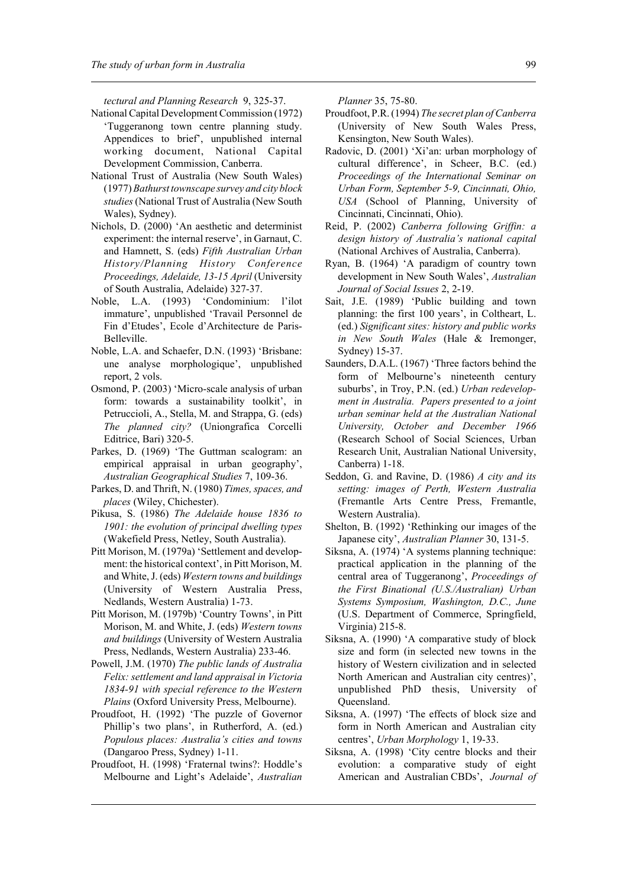*tectural and Planning Research* 9, 325-37.

National Capital Development Commission (1972) 'Tuggeranong town centre planning study. Appendices to brief', unpublished internal working document, National Capital Development Commission, Canberra.

National Trust of Australia (New South Wales) (1977) *Bathurst townscape survey and city block studies* (National Trust of Australia (New South Wales), Sydney).

Nichols, D. (2000) 'An aesthetic and determinist experiment: the internal reserve', in Garnaut, C. and Hamnett, S. (eds) *Fifth Australian Urban History/Planning History Conference Proceedings, Adelaide, 13-15 April* (University of South Australia, Adelaide) 327-37.

Noble, L.A. (1993) 'Condominium: l'ilot immature', unpublished 'Travail Personnel de Fin d'Etudes', Ecole d'Architecture de Paris-Belleville.

Noble, L.A. and Schaefer, D.N. (1993) 'Brisbane: une analyse morphologique', unpublished report, 2 vols.

Osmond, P. (2003) 'Micro-scale analysis of urban form: towards a sustainability toolkit', in Petruccioli, A., Stella, M. and Strappa, G. (eds) *The planned city?* (Uniongrafica Corcelli Editrice, Bari) 320-5.

Parkes, D. (1969) 'The Guttman scalogram: an empirical appraisal in urban geography', *Australian Geographical Studies* 7, 109-36.

Parkes, D. and Thrift, N. (1980) *Times, spaces, and places* (Wiley, Chichester).

Pikusa, S. (1986) *The Adelaide house 1836 to 1901: the evolution of principal dwelling types* (Wakefield Press, Netley, South Australia).

Pitt Morison, M. (1979a) 'Settlement and development: the historical context', in Pitt Morison, M. and White, J. (eds) *Western towns and buildings* (University of Western Australia Press, Nedlands, Western Australia) 1-73.

Pitt Morison, M. (1979b) 'Country Towns', in Pitt Morison, M. and White, J. (eds) *Western towns and buildings* (University of Western Australia Press, Nedlands, Western Australia) 233-46.

Powell, J.M. (1970) *The public lands of Australia Felix: settlement and land appraisal in Victoria 1834-91 with special reference to the Western Plains* (Oxford University Press, Melbourne).

Proudfoot, H. (1992) 'The puzzle of Governor Phillip's two plans', in Rutherford, A. (ed.) *Populous places: Australia's cities and towns* (Dangaroo Press, Sydney) 1-11.

Proudfoot, H. (1998) 'Fraternal twins?: Hoddle's Melbourne and Light's Adelaide', *Australian Planner* 35, 75-80.

Proudfoot, P.R. (1994) *The secret plan of Canberra* (University of New South Wales Press, Kensington, New South Wales).

Radovic, D. (2001) 'Xi'an: urban morphology of cultural difference', in Scheer, B.C. (ed.) *Proceedings of the International Seminar on Urban Form, September 5-9, Cincinnati, Ohio, USA* (School of Planning, University of Cincinnati, Cincinnati, Ohio).

Reid, P. (2002) *Canberra following Griffin: a design history of Australia's national capital* (National Archives of Australia, Canberra).

Ryan, B. (1964) 'A paradigm of country town development in New South Wales', *Australian Journal of Social Issues* 2, 2-19.

Sait, J.E. (1989) 'Public building and town planning: the first 100 years', in Coltheart, L. (ed.) *Significant sites: history and public works in New South Wales* (Hale & Iremonger, Sydney) 15-37.

Saunders, D.A.L. (1967) 'Three factors behind the form of Melbourne's nineteenth century suburbs', in Troy, P.N. (ed.) *Urban redevelopment in Australia. Papers presented to a joint urban seminar held at the Australian National University, October and December 1966* (Research School of Social Sciences, Urban Research Unit, Australian National University, Canberra) 1-18.

Seddon, G. and Ravine, D. (1986) *A city and its setting: images of Perth, Western Australia* (Fremantle Arts Centre Press, Fremantle, Western Australia).

Shelton, B. (1992) 'Rethinking our images of the Japanese city', *Australian Planner* 30, 131-5.

Siksna, A. (1974) 'A systems planning technique: practical application in the planning of the central area of Tuggeranong', *Proceedings of the First Binational (U.S./Australian) Urban Systems Symposium, Washington, D.C., June* (U.S. Department of Commerce, Springfield, Virginia) 215-8.

Siksna, A. (1990) 'A comparative study of block size and form (in selected new towns in the history of Western civilization and in selected North American and Australian city centres)', unpublished PhD thesis, University of Queensland.

Siksna, A. (1997) 'The effects of block size and form in North American and Australian city centres', *Urban Morphology* 1, 19-33.

Siksna, A. (1998) 'City centre blocks and their evolution: a comparative study of eight American and Australian CBDs', *Journal of*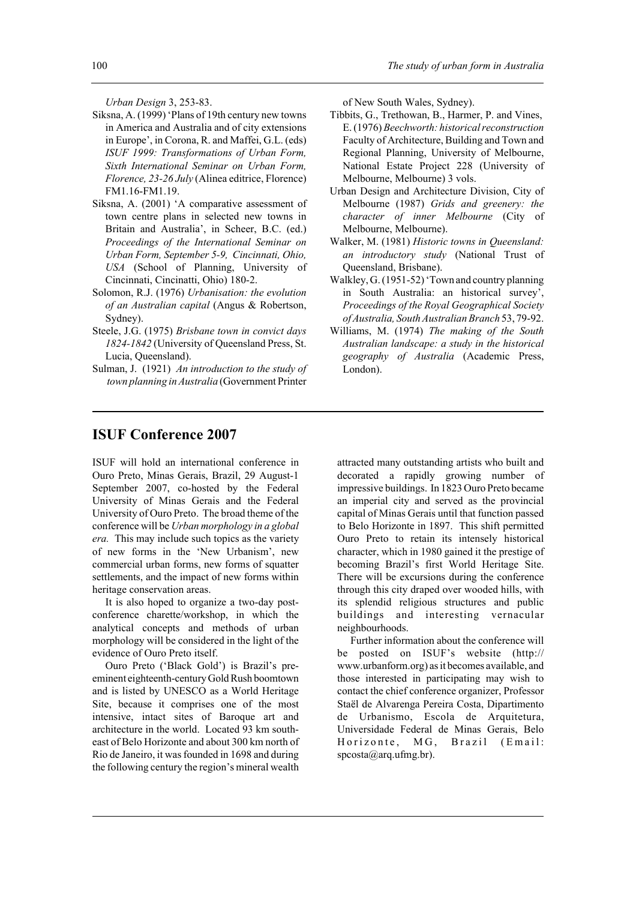*Urban Design* 3, 253-83.

Siksna, A. (1999) 'Plans of 19th century new towns in America and Australia and of city extensions in Europe', in Corona, R. and Maffei, G.L. (eds) *ISUF 1999: Transformations of Urban Form, Sixth International Seminar on Urban Form, Florence, 23-26 July* (Alinea editrice, Florence) FM1.16-FM1.19.

Siksna, A. (2001) 'A comparative assessment of town centre plans in selected new towns in Britain and Australia', in Scheer, B.C. (ed.) *Proceedings of the International Seminar on Urban Form, September 5-9, Cincinnati, Ohio, USA* (School of Planning, University of Cincinnati, Cincinnati, Ohio) 180-2.

Solomon, R.J. (1976) *Urbanisation: the evolution of an Australian capital* (Angus & Robertson, Sydney).

Steele, J.G. (1975) *Brisbane town in convict days 1824-1842* (University of Queensland Press, St. Lucia, Queensland).

Sulman, J. (1921) *An introduction to the study of town planning in Australia* (Government Printer of New South Wales, Sydney).

Tibbits, G., Trethowan, B., Harmer, P. and Vines, E. (1976) *Beechworth: historical reconstruction* Faculty of Architecture, Building and Town and Regional Planning, University of Melbourne, National Estate Project 228 (University of Melbourne, Melbourne) 3 vols.

Urban Design and Architecture Division, City of Melbourne (1987) *Grids and greenery: the character of inner Melbourne* (City of Melbourne, Melbourne).

Walker, M. (1981) *Historic towns in Queensland: an introductory study* (National Trust of Queensland, Brisbane).

Walkley, G. (1951-52) 'Town and country planning in South Australia: an historical survey', *Proceedings of the Royal Geographical Society of Australia, South Australian Branch* 53, 79-92.

Williams, M. (1974) *The making of the South Australian landscape: a study in the historical geography of Australia* (Academic Press, London).

## ISUF Conference 2007

ISUF will hold an international conference in Ouro Preto, Minas Gerais, Brazil, 29 August-1 September 2007, co-hosted by the Federal University of Minas Gerais and the Federal University of Ouro Preto. The broad theme of the conference will be *Urban morphology in a global era.* This may include such topics as the variety of new forms in the 'New Urbanism', new commercial urban forms, new forms of squatter settlements, and the impact of new forms within heritage conservation areas.

It is also hoped to organize a two-day post-conference charette/workshop, in which the analytical concepts and methods of urban morphology will be considered in the light of the evidence of Ouro Preto itself.

Ouro Preto ('Black Gold') is Brazil's pre-eminent eighteenth-century Gold Rush boomtown and is listed by UNESCO as a World Heritage Site, because it comprises one of the most intensive, intact sites of Baroque art and architecture in the world. Located 93 km south-east of Belo Horizonte and about 300 km north of Rio de Janeiro, it was founded in 1698 and during the following century the region's mineral wealth attracted many outstanding artists who built and decorated a rapidly growing number of impressive buildings. In 1823 Ouro Preto became an imperial city and served as the provincial capital of Minas Gerais until that function passed to Belo Horizonte in 1897. This shift permitted Ouro Preto to retain its intensely historical character, which in 1980 gained it the prestige of becoming Brazil's first World Heritage Site. There will be excursions during the conference through this city draped over wooded hills, with its splendid religious structures and public buildings and interesting vernacular neighbourhoods.

Further information about the conference will be posted on ISUF's website (http://www.urbanform.org) as it becomes available, and those interested in participating may wish to contact the chief conference organizer, Professor Staël de Alvarenga Pereira Costa, Dipartimento de Urbanismo, Escola de Arquitetura, Universidade Federal de Minas Gerais, Belo Horizonte, MG, Brazil (Email: spcosta@arq.ufmg.br).